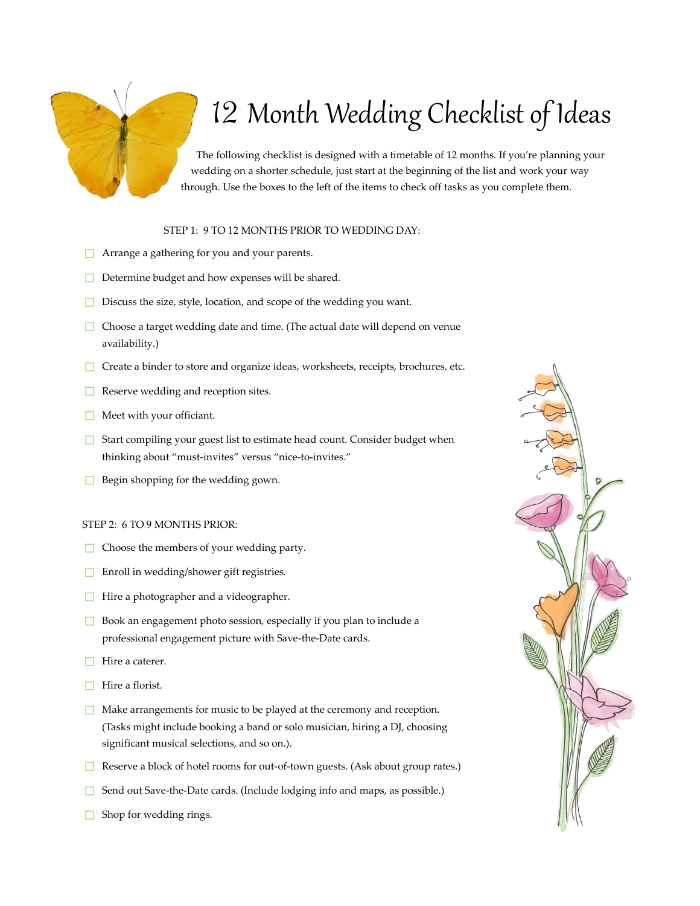# 12 Month Wedding Checklist of Ideas

The following checklist is designed with a timetable of 12 months. If you're planning your wedding on a shorter schedule, just start at the beginning of the list and work your way through. Use the boxes to the left of the items to check off tasks as you complete them.

STEP 1: 9 TO 12 MONTHS PRIOR TO WEDDING DAY:

- ☐ Arrange a gathering for you and your parents.
- ☐ Determine budget and how expenses will be shared.
- ☐ Discuss the size, style, location, and scope of the wedding you want.
- ☐ Choose a target wedding date and time. (The actual date will depend on venue availability.)
- ☐ Create a binder to store and organize ideas, worksheets, receipts, brochures, etc.
- ☐ Reserve wedding and reception sites.
- ☐ Meet with your officiant.
- ☐ Start compiling your guest list to estimate head count. Consider budget when thinking about "must-invites" versus "nice-to-invites."
- ☐ Begin shopping for the wedding gown.

STEP 2: 6 TO 9 MONTHS PRIOR:

- ☐ Choose the members of your wedding party.
- ☐ Enroll in wedding/shower gift registries.
- ☐ Hire a photographer and a videographer.
- ☐ Book an engagement photo session, especially if you plan to include a professional engagement picture with Save-the-Date cards.
- ☐ Hire a caterer.
- ☐ Hire a florist.
- ☐ Make arrangements for music to be played at the ceremony and reception. (Tasks might include booking a band or solo musician, hiring a DJ, choosing significant musical selections, and so on.).
- ☐ Reserve a block of hotel rooms for out-of-town guests. (Ask about group rates.)
- ☐ Send out Save-the-Date cards. (Include lodging info and maps, as possible.)
- ☐ Shop for wedding rings.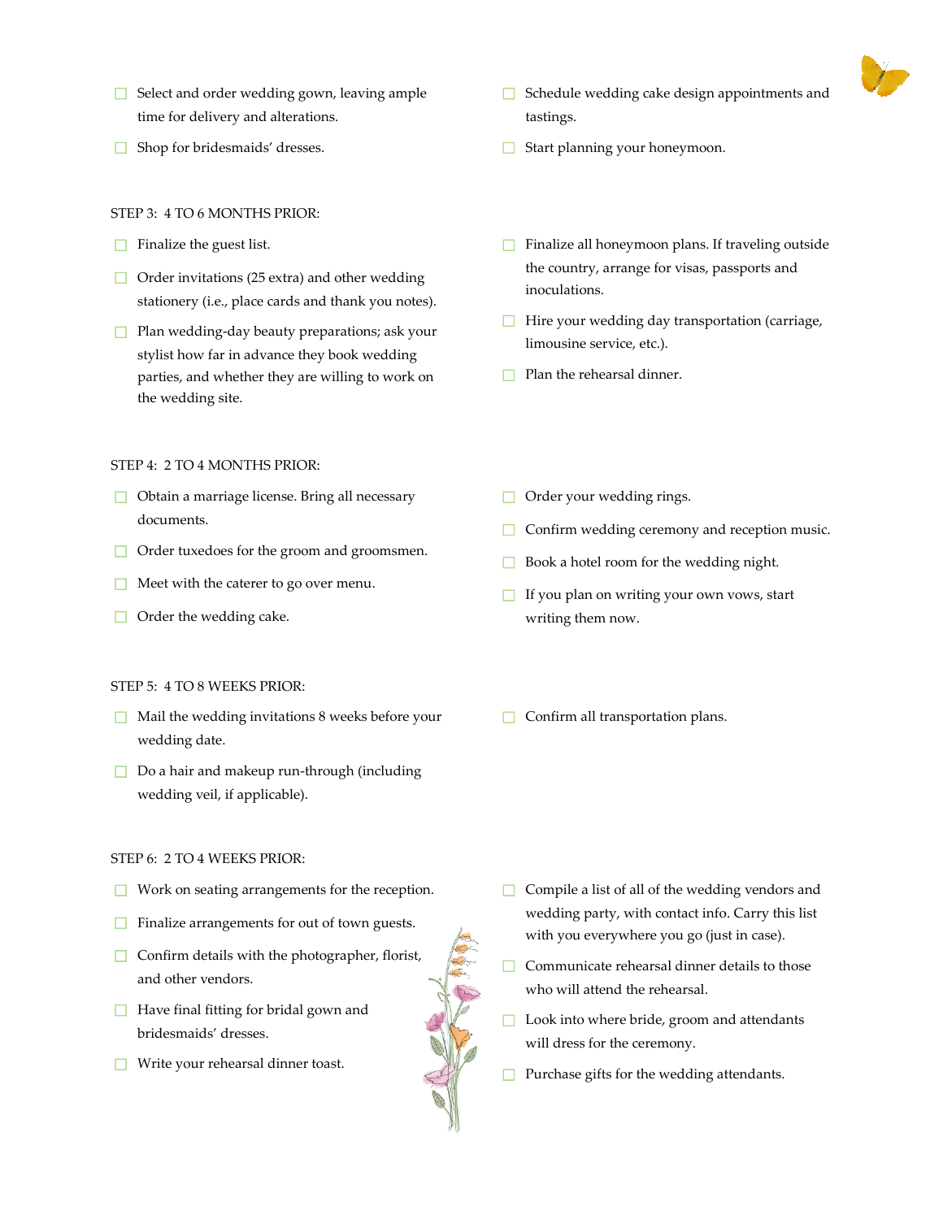- [ ] Select and order wedding gown, leaving ample time for delivery and alterations.
- [ ] Shop for bridesmaids' dresses.
- [ ] Schedule wedding cake design appointments and tastings.
- [ ] Start planning your honeymoon.

STEP 3: 4 TO 6 MONTHS PRIOR:

- [ ] Finalize the guest list.
- [ ] Order invitations (25 extra) and other wedding stationery (i.e., place cards and thank you notes).
- [ ] Plan wedding-day beauty preparations; ask your stylist how far in advance they book wedding parties, and whether they are willing to work on the wedding site.
- [ ] Finalize all honeymoon plans. If traveling outside the country, arrange for visas, passports and inoculations.
- [ ] Hire your wedding day transportation (carriage, limousine service, etc.).
- [ ] Plan the rehearsal dinner.

STEP 4: 2 TO 4 MONTHS PRIOR:

- [ ] Obtain a marriage license. Bring all necessary documents.
- [ ] Order tuxedoes for the groom and groomsmen.
- [ ] Meet with the caterer to go over menu.
- [ ] Order the wedding cake.
- [ ] Order your wedding rings.
- [ ] Confirm wedding ceremony and reception music.
- [ ] Book a hotel room for the wedding night.
- [ ] If you plan on writing your own vows, start writing them now.

STEP 5: 4 TO 8 WEEKS PRIOR:

- [ ] Mail the wedding invitations 8 weeks before your wedding date.
- [ ] Do a hair and makeup run-through (including wedding veil, if applicable).
- [ ] Confirm all transportation plans.

STEP 6: 2 TO 4 WEEKS PRIOR:

- [ ] Work on seating arrangements for the reception.
- [ ] Finalize arrangements for out of town guests.
- [ ] Confirm details with the photographer, florist, and other vendors.
- [ ] Have final fitting for bridal gown and bridesmaids' dresses.
- [ ] Write your rehearsal dinner toast.
- [ ] Compile a list of all of the wedding vendors and wedding party, with contact info. Carry this list with you everywhere you go (just in case).
- [ ] Communicate rehearsal dinner details to those who will attend the rehearsal.
- [ ] Look into where bride, groom and attendants will dress for the ceremony.
- [ ] Purchase gifts for the wedding attendants.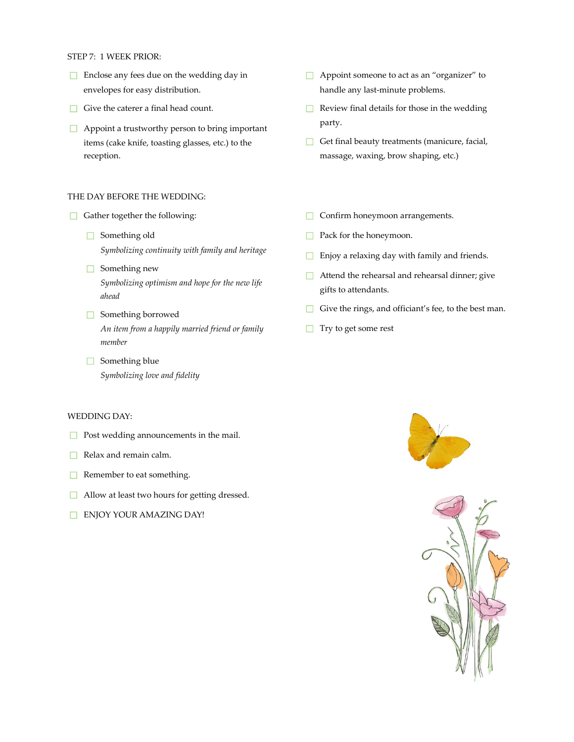STEP 7: 1 WEEK PRIOR:

- ☐ Enclose any fees due on the wedding day in envelopes for easy distribution.
- ☐ Give the caterer a final head count.
- ☐ Appoint a trustworthy person to bring important items (cake knife, toasting glasses, etc.) to the reception.
- ☐ Appoint someone to act as an "organizer" to handle any last-minute problems.
- ☐ Review final details for those in the wedding party.
- ☐ Get final beauty treatments (manicure, facial, massage, waxing, brow shaping, etc.)

THE DAY BEFORE THE WEDDING:

- ☐ Gather together the following:
  - ☐ Something old
    *Symbolizing continuity with family and heritage*
  - ☐ Something new
    *Symbolizing optimism and hope for the new life ahead*
  - ☐ Something borrowed
    *An item from a happily married friend or family member*
  - ☐ Something blue
    *Symbolizing love and fidelity*
- ☐ Confirm honeymoon arrangements.
- ☐ Pack for the honeymoon.
- ☐ Enjoy a relaxing day with family and friends.
- ☐ Attend the rehearsal and rehearsal dinner; give gifts to attendants.
- ☐ Give the rings, and officiant's fee, to the best man.
- ☐ Try to get some rest

WEDDING DAY:

- ☐ Post wedding announcements in the mail.
- ☐ Relax and remain calm.
- ☐ Remember to eat something.
- ☐ Allow at least two hours for getting dressed.
- ☐ ENJOY YOUR AMAZING DAY!